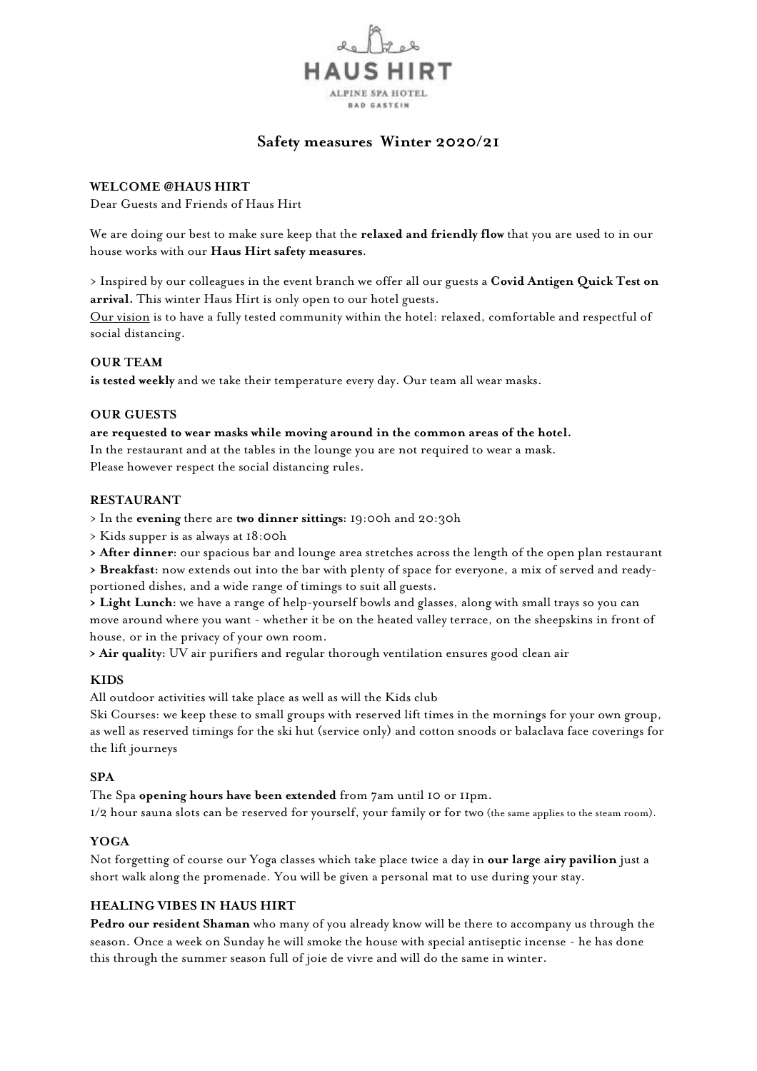HAUS HIRT

ALPINE SPA HOTEL

BAD GASTEIN

# Safety measures Winter 2020/21

### WELCOME @HAUS HIRT

Dear Guests and Friends of Haus Hirt

We are doing our best to make sure keep that the **relaxed and friendly flow** that you are used to in our house works with our **Haus Hirt safety measures**.

> Inspired by our colleagues in the event branch we offer all our guests a **Covid Antigen Quick Test on arrival.** This winter Haus Hirt is only open to our hotel guests.
Our vision is to have a fully tested community within the hotel: relaxed, comfortable and respectful of social distancing.

### OUR TEAM

**is tested weekly** and we take their temperature every day. Our team all wear masks.

### OUR GUESTS

**are requested to wear masks while moving around in the common areas of the hotel.**
In the restaurant and at the tables in the lounge you are not required to wear a mask.
Please however respect the social distancing rules.

### RESTAURANT

> In the **evening** there are **two dinner sittings:** 19:00h and 20:30h
> Kids supper is as always at 18:00h
> **After dinner:** our spacious bar and lounge area stretches across the length of the open plan restaurant
> **Breakfast:** now extends out into the bar with plenty of space for everyone, a mix of served and ready-portioned dishes, and a wide range of timings to suit all guests.
> **Light Lunch:** we have a range of help-yourself bowls and glasses, along with small trays so you can move around where you want - whether it be on the heated valley terrace, on the sheepskins in front of house, or in the privacy of your own room.
> **Air quality:** UV air purifiers and regular thorough ventilation ensures good clean air

### KIDS

All outdoor activities will take place as well as will the Kids club
Ski Courses: we keep these to small groups with reserved lift times in the mornings for your own group, as well as reserved timings for the ski hut (service only) and cotton snoods or balaclava face coverings for the lift journeys

### SPA

The Spa **opening hours have been extended** from 7am until 10 or 11pm.
1/2 hour sauna slots can be reserved for yourself, your family or for two (the same applies to the steam room).

### YOGA

Not forgetting of course our Yoga classes which take place twice a day in **our large airy pavilion** just a short walk along the promenade. You will be given a personal mat to use during your stay.

### HEALING VIBES IN HAUS HIRT

**Pedro our resident Shaman** who many of you already know will be there to accompany us through the season. Once a week on Sunday he will smoke the house with special antiseptic incense - he has done this through the summer season full of joie de vivre and will do the same in winter.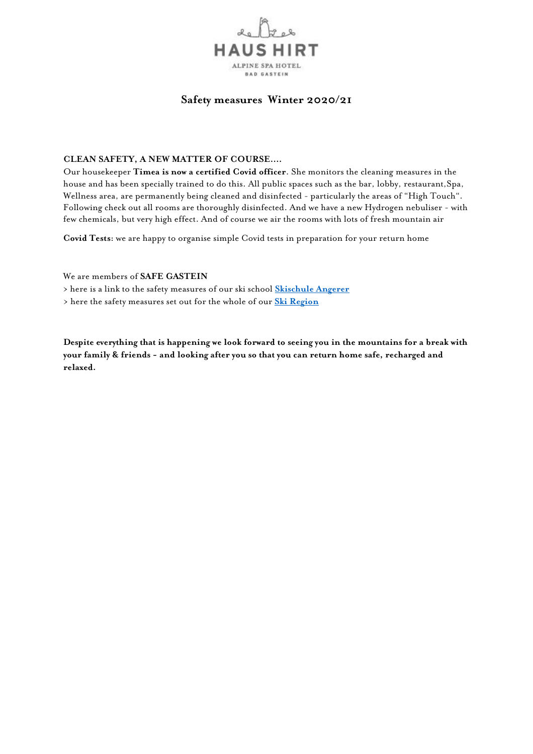HAUS HIRT

ALPINE SPA HOTEL

BAD GASTEIN

# Safety measures Winter 2020/21

**CLEAN SAFETY, A NEW MATTER OF COURSE....**

Our housekeeper **Timea is now a certified Covid officer**. She monitors the cleaning measures in the house and has been specially trained to do this. All public spaces such as the bar, lobby, restaurant,Spa, Wellness area, are permanently being cleaned and disinfected - particularly the areas of "High Touch". Following check out all rooms are thoroughly disinfected. And we have a new Hydrogen nebuliser - with few chemicals, but very high effect. And of course we air the rooms with lots of fresh mountain air

**Covid Tests**: we are happy to organise simple Covid tests in preparation for your return home

We are members of **SAFE GASTEIN**

> here is a link to the safety measures of our ski school **Skischule Angerer**

> here the safety measures set out for the whole of our **Ski Region**

**Despite everything that is happening we look forward to seeing you in the mountains for a break with your family & friends - and looking after you so that you can return home safe, recharged and relaxed.**